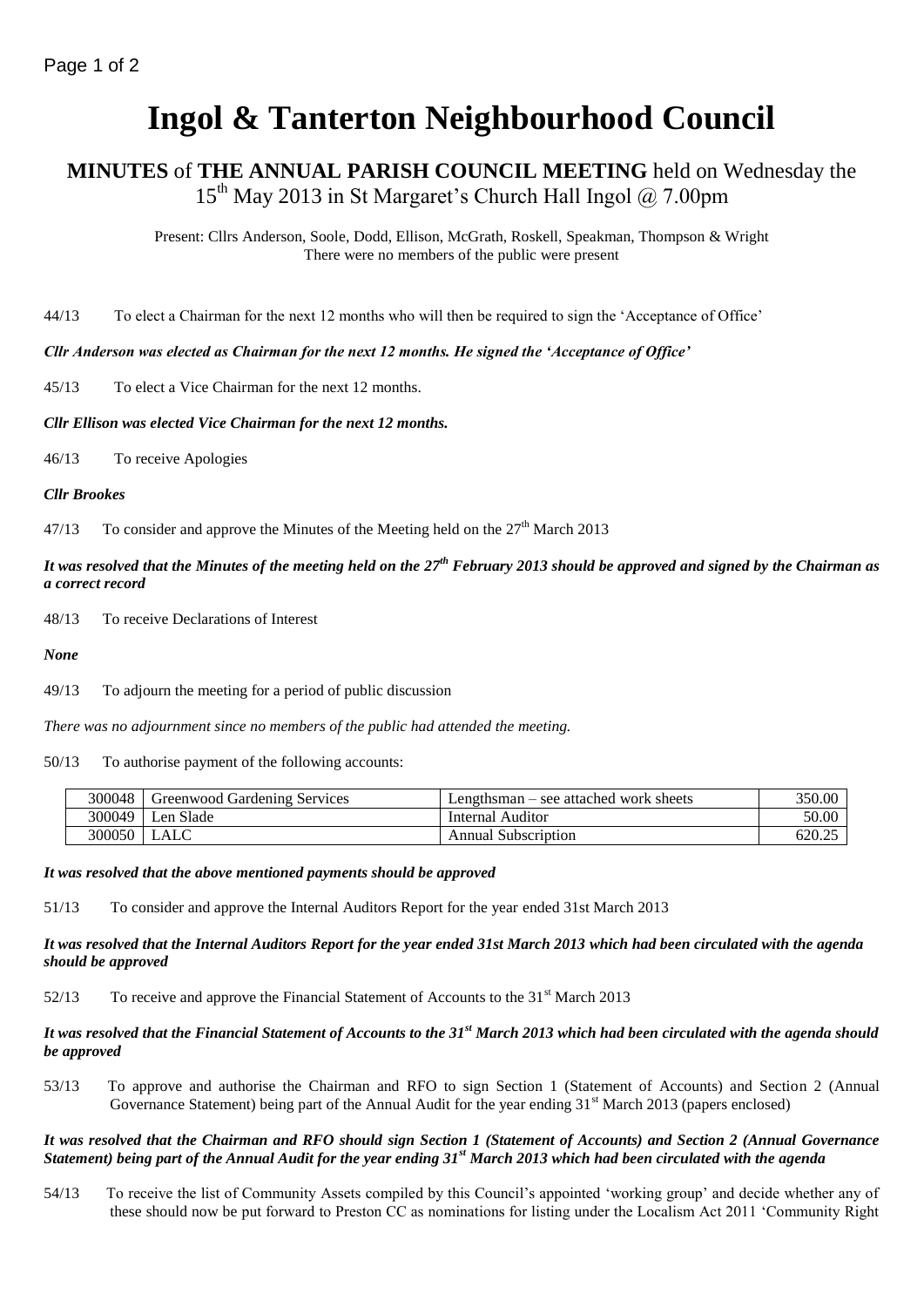# Ingol & Tanterton Neighbourhood Council

## MINUTES of THE ANNUAL PARISH COUNCIL MEETING held on Wednesday the 15th May 2013 in St Margaret's Church Hall Ingol @ 7.00pm

Present: Cllrs Anderson, Soole, Dodd, Ellison, McGrath, Roskell, Speakman, Thompson & Wright
There were no members of the public were present

44/13 To elect a Chairman for the next 12 months who will then be required to sign the 'Acceptance of Office'

***Cllr Anderson was elected as Chairman for the next 12 months. He signed the 'Acceptance of Office'***

45/13 To elect a Vice Chairman for the next 12 months.

***Cllr Ellison was elected Vice Chairman for the next 12 months.***

46/13 To receive Apologies

***Cllr Brookes***

47/13 To consider and approve the Minutes of the Meeting held on the 27th March 2013

***It was resolved that the Minutes of the meeting held on the 27th February 2013 should be approved and signed by the Chairman as a correct record***

48/13 To receive Declarations of Interest

***None***

49/13 To adjourn the meeting for a period of public discussion

*There was no adjournment since no members of the public had attended the meeting.*

50/13 To authorise payment of the following accounts:

| | | | |
|---|---|---|---|
| 300048 | Greenwood Gardening Services | Lengthsman – see attached work sheets | 350.00 |
| 300049 | Len Slade | Internal Auditor | 50.00 |
| 300050 | LALC | Annual Subscription | 620.25 |

***It was resolved that the above mentioned payments should be approved***

51/13 To consider and approve the Internal Auditors Report for the year ended 31st March 2013

***It was resolved that the Internal Auditors Report for the year ended 31st March 2013 which had been circulated with the agenda should be approved***

52/13 To receive and approve the Financial Statement of Accounts to the 31st March 2013

***It was resolved that the Financial Statement of Accounts to the 31st March 2013 which had been circulated with the agenda should be approved***

53/13 To approve and authorise the Chairman and RFO to sign Section 1 (Statement of Accounts) and Section 2 (Annual Governance Statement) being part of the Annual Audit for the year ending 31st March 2013 (papers enclosed)

***It was resolved that the Chairman and RFO should sign Section 1 (Statement of Accounts) and Section 2 (Annual Governance Statement) being part of the Annual Audit for the year ending 31st March 2013 which had been circulated with the agenda***

54/13 To receive the list of Community Assets compiled by this Council's appointed 'working group' and decide whether any of these should now be put forward to Preston CC as nominations for listing under the Localism Act 2011 'Community Right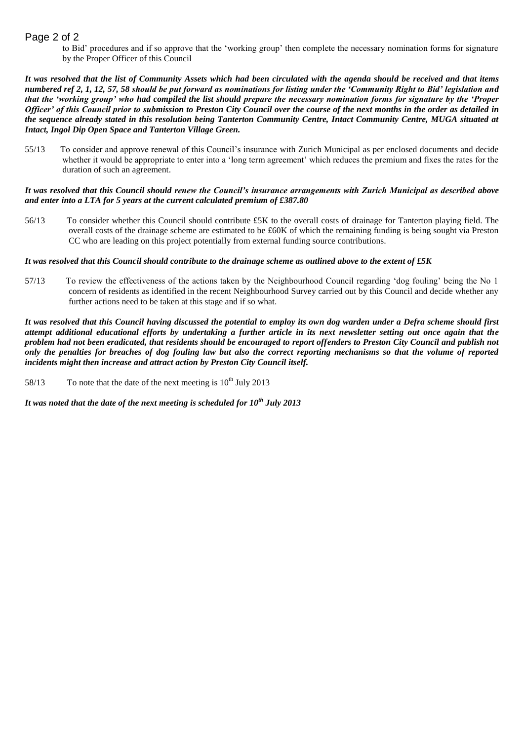to Bid' procedures and if so approve that the 'working group' then complete the necessary nomination forms for signature by the Proper Officer of this Council

***It was resolved that the list of Community Assets which had been circulated with the agenda should be received and that items numbered ref 2, 1, 12, 57, 58 should be put forward as nominations for listing under the 'Community Right to Bid' legislation and that the 'working group' who had compiled the list should prepare the necessary nomination forms for signature by the 'Proper Officer' of this Council prior to submission to Preston City Council over the course of the next months in the order as detailed in the sequence already stated in this resolution being Tanterton Community Centre, Intact Community Centre, MUGA situated at Intact, Ingol Dip Open Space and Tanterton Village Green.***

55/13 To consider and approve renewal of this Council's insurance with Zurich Municipal as per enclosed documents and decide whether it would be appropriate to enter into a 'long term agreement' which reduces the premium and fixes the rates for the duration of such an agreement.

***It was resolved that this Council should renew the Council's insurance arrangements with Zurich Municipal as described above and enter into a LTA for 5 years at the current calculated premium of £387.80***

56/13 To consider whether this Council should contribute £5K to the overall costs of drainage for Tanterton playing field. The overall costs of the drainage scheme are estimated to be £60K of which the remaining funding is being sought via Preston CC who are leading on this project potentially from external funding source contributions.

***It was resolved that this Council should contribute to the drainage scheme as outlined above to the extent of £5K***

57/13 To review the effectiveness of the actions taken by the Neighbourhood Council regarding 'dog fouling' being the No 1 concern of residents as identified in the recent Neighbourhood Survey carried out by this Council and decide whether any further actions need to be taken at this stage and if so what.

***It was resolved that this Council having discussed the potential to employ its own dog warden under a Defra scheme should first attempt additional educational efforts by undertaking a further article in its next newsletter setting out once again that the problem had not been eradicated, that residents should be encouraged to report offenders to Preston City Council and publish not only the penalties for breaches of dog fouling law but also the correct reporting mechanisms so that the volume of reported incidents might then increase and attract action by Preston City Council itself.***

58/13 To note that the date of the next meeting is 10th July 2013

***It was noted that the date of the next meeting is scheduled for 10th July 2013***